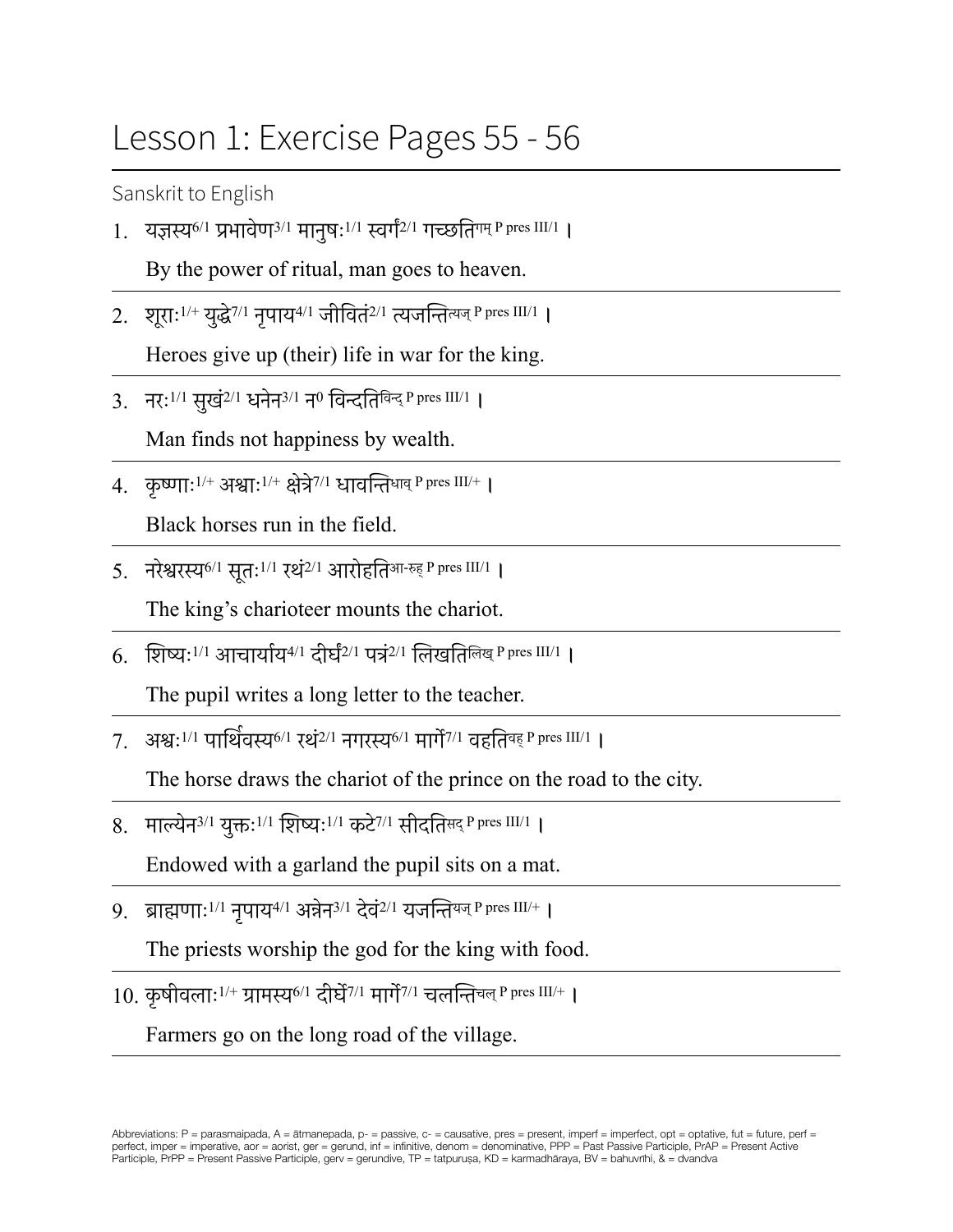# Lesson 1: Exercise Pages 55 - 56

Sanskrit to English

1. यज्ञस्य$^{6/1}$ प्रभावेण$^{3/1}$ मानुषः$^{1/1}$ स्वर्गं$^{2/1}$ गच्छति$^{\text{गम्}\ P\ pres\ III/1}$ ।

   By the power of ritual, man goes to heaven.

2. शूराः$^{1/+}$ युद्धे$^{7/1}$ नृपाय$^{4/1}$ जीवितं$^{2/1}$ त्यजन्ति$^{\text{त्यज्}\ P\ pres\ III/1}$ ।

   Heroes give up (their) life in war for the king.

3. नरः$^{1/1}$ सुखं$^{2/1}$ धनेन$^{3/1}$ न$^{0}$ विन्दति$^{\text{विन्द्}\ P\ pres\ III/1}$ ।

   Man finds not happiness by wealth.

4. कृष्णाः$^{1/+}$ अश्वाः$^{1/+}$ क्षेत्रे$^{7/1}$ धावन्ति$^{\text{धाव्}\ P\ pres\ III/+}$ ।

   Black horses run in the field.

5. नरेश्वरस्य$^{6/1}$ सूतः$^{1/1}$ रथं$^{2/1}$ आरोहति$^{\text{आ-रुह्}\ P\ pres\ III/1}$ ।

   The king's charioteer mounts the chariot.

6. शिष्यः$^{1/1}$ आचार्याय$^{4/1}$ दीर्घं$^{2/1}$ पत्रं$^{2/1}$ लिखति$^{\text{लिख्}\ P\ pres\ III/1}$ ।

   The pupil writes a long letter to the teacher.

7. अश्वः$^{1/1}$ पार्थिवस्य$^{6/1}$ रथं$^{2/1}$ नगरस्य$^{6/1}$ मार्गे$^{7/1}$ वहति$^{\text{वह्}\ P\ pres\ III/1}$ ।

   The horse draws the chariot of the prince on the road to the city.

8. माल्येन$^{3/1}$ युक्तः$^{1/1}$ शिष्यः$^{1/1}$ कटे$^{7/1}$ सीदति$^{\text{सद्}\ P\ pres\ III/1}$ ।

   Endowed with a garland the pupil sits on a mat.

9. ब्राह्मणाः$^{1/1}$ नृपाय$^{4/1}$ अन्नेन$^{3/1}$ देवं$^{2/1}$ यजन्ति$^{\text{यज्}\ P\ pres\ III/+}$ ।

   The priests worship the god for the king with food.

10. कृषीवलाः$^{1/+}$ ग्रामस्य$^{6/1}$ दीर्घे$^{7/1}$ मार्गे$^{7/1}$ चलन्ति$^{\text{चल्}\ P\ pres\ III/+}$ ।

    Farmers go on the long road of the village.

Abbreviations: P = parasmaipada, A = ātmanepada, p- = passive, c- = causative, pres = present, imperf = imperfect, opt = optative, fut = future, perf = perfect, imper = imperative, aor = aorist, ger = gerund, inf = infinitive, denom = denominative, PPP = Past Passive Participle, PrAP = Present Active Participle, PrPP = Present Passive Participle, gerv = gerundive, TP = tatpuruṣa, KD = karmadhāraya, BV = bahuvrīhi, & = dvandva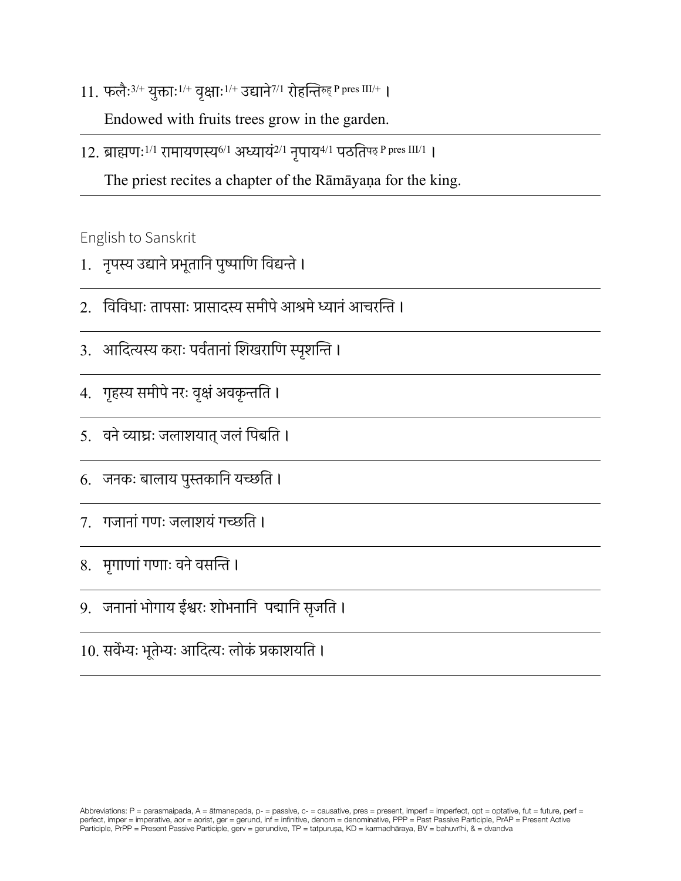11. फलैः[3/+] युक्ताः[1/+] वृक्षाः[1/+] उद्याने[7/1] रोहन्ति[रुह् P pres III/+] ।

    Endowed with fruits trees grow in the garden.

---

12. ब्राह्मणः[1/1] रामायणस्य[6/1] अध्यायं[2/1] नृपाय[4/1] पठति[पठ् P pres III/1] ।

    The priest recites a chapter of the Rāmāyaṇa for the king.

---

English to Sanskrit

1. नृपस्य उद्याने प्रभूतानि पुष्पाणि विद्यन्ते ।

---

2. विविधाः तापसाः प्रासादस्य समीपे आश्रमे ध्यानं आचरन्ति ।

---

3. आदित्यस्य कराः पर्वतानां शिखराणि स्पृशन्ति ।

---

4. गृहस्य समीपे नरः वृक्षं अवकृन्तति ।

---

5. वने व्याघ्रः जलाशयात् जलं पिबति ।

---

6. जनकः बालाय पुस्तकानि यच्छति ।

---

7. गजानां गणः जलाशयं गच्छति ।

---

8. मृगाणां गणाः वने वसन्ति ।

---

9. जनानां भोगाय ईश्वरः शोभनानि पद्मानि सृजति ।

---

10. सर्वेभ्यः भूतेभ्यः आदित्यः लोकं प्रकाशयति ।

---